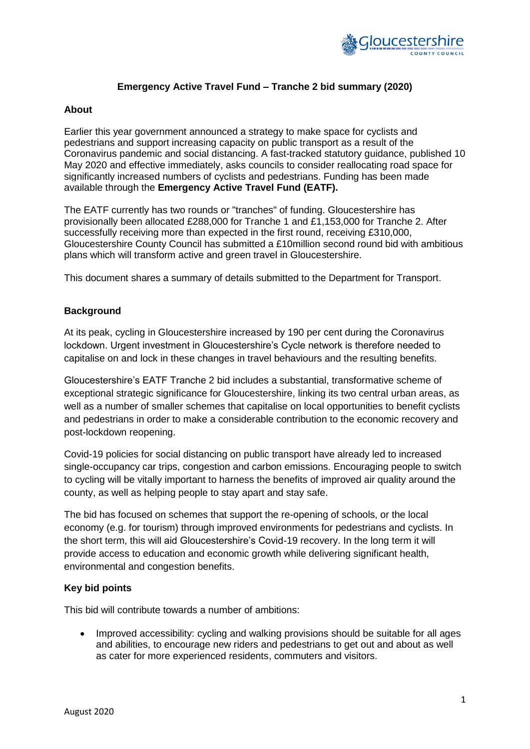## Emergency Active Travel Fund – Tranche 2 bid summary (2020)

### About

Earlier this year government announced a strategy to make space for cyclists and pedestrians and support increasing capacity on public transport as a result of the Coronavirus pandemic and social distancing. A fast-tracked statutory guidance, published 10 May 2020 and effective immediately, asks councils to consider reallocating road space for significantly increased numbers of cyclists and pedestrians. Funding has been made available through the **Emergency Active Travel Fund (EATF).**

The EATF currently has two rounds or "tranches" of funding. Gloucestershire has provisionally been allocated £288,000 for Tranche 1 and £1,153,000 for Tranche 2. After successfully receiving more than expected in the first round, receiving £310,000, Gloucestershire County Council has submitted a £10million second round bid with ambitious plans which will transform active and green travel in Gloucestershire.

This document shares a summary of details submitted to the Department for Transport.

### Background

At its peak, cycling in Gloucestershire increased by 190 per cent during the Coronavirus lockdown. Urgent investment in Gloucestershire's Cycle network is therefore needed to capitalise on and lock in these changes in travel behaviours and the resulting benefits.

Gloucestershire's EATF Tranche 2 bid includes a substantial, transformative scheme of exceptional strategic significance for Gloucestershire, linking its two central urban areas, as well as a number of smaller schemes that capitalise on local opportunities to benefit cyclists and pedestrians in order to make a considerable contribution to the economic recovery and post-lockdown reopening.

Covid-19 policies for social distancing on public transport have already led to increased single-occupancy car trips, congestion and carbon emissions. Encouraging people to switch to cycling will be vitally important to harness the benefits of improved air quality around the county, as well as helping people to stay apart and stay safe.

The bid has focused on schemes that support the re-opening of schools, or the local economy (e.g. for tourism) through improved environments for pedestrians and cyclists. In the short term, this will aid Gloucestershire's Covid-19 recovery. In the long term it will provide access to education and economic growth while delivering significant health, environmental and congestion benefits.

### Key bid points

This bid will contribute towards a number of ambitions:

- Improved accessibility: cycling and walking provisions should be suitable for all ages and abilities, to encourage new riders and pedestrians to get out and about as well as cater for more experienced residents, commuters and visitors.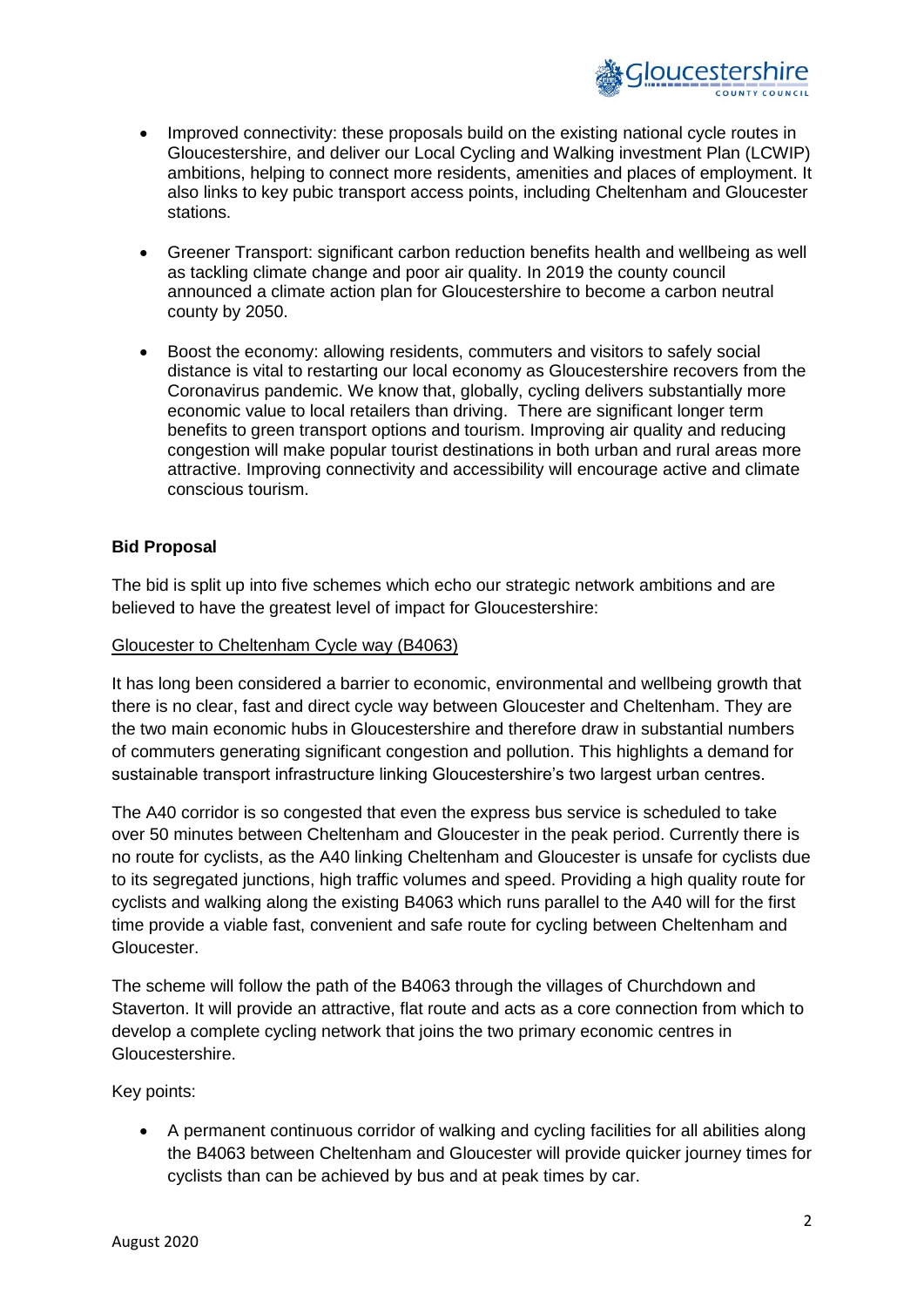- Improved connectivity: these proposals build on the existing national cycle routes in Gloucestershire, and deliver our Local Cycling and Walking investment Plan (LCWIP) ambitions, helping to connect more residents, amenities and places of employment. It also links to key pubic transport access points, including Cheltenham and Gloucester stations.

- Greener Transport: significant carbon reduction benefits health and wellbeing as well as tackling climate change and poor air quality. In 2019 the county council announced a climate action plan for Gloucestershire to become a carbon neutral county by 2050.

- Boost the economy: allowing residents, commuters and visitors to safely social distance is vital to restarting our local economy as Gloucestershire recovers from the Coronavirus pandemic. We know that, globally, cycling delivers substantially more economic value to local retailers than driving. There are significant longer term benefits to green transport options and tourism. Improving air quality and reducing congestion will make popular tourist destinations in both urban and rural areas more attractive. Improving connectivity and accessibility will encourage active and climate conscious tourism.

**Bid Proposal**

The bid is split up into five schemes which echo our strategic network ambitions and are believed to have the greatest level of impact for Gloucestershire:

Gloucester to Cheltenham Cycle way (B4063)

It has long been considered a barrier to economic, environmental and wellbeing growth that there is no clear, fast and direct cycle way between Gloucester and Cheltenham. They are the two main economic hubs in Gloucestershire and therefore draw in substantial numbers of commuters generating significant congestion and pollution. This highlights a demand for sustainable transport infrastructure linking Gloucestershire's two largest urban centres.

The A40 corridor is so congested that even the express bus service is scheduled to take over 50 minutes between Cheltenham and Gloucester in the peak period. Currently there is no route for cyclists, as the A40 linking Cheltenham and Gloucester is unsafe for cyclists due to its segregated junctions, high traffic volumes and speed. Providing a high quality route for cyclists and walking along the existing B4063 which runs parallel to the A40 will for the first time provide a viable fast, convenient and safe route for cycling between Cheltenham and Gloucester.

The scheme will follow the path of the B4063 through the villages of Churchdown and Staverton. It will provide an attractive, flat route and acts as a core connection from which to develop a complete cycling network that joins the two primary economic centres in Gloucestershire.

Key points:

- A permanent continuous corridor of walking and cycling facilities for all abilities along the B4063 between Cheltenham and Gloucester will provide quicker journey times for cyclists than can be achieved by bus and at peak times by car.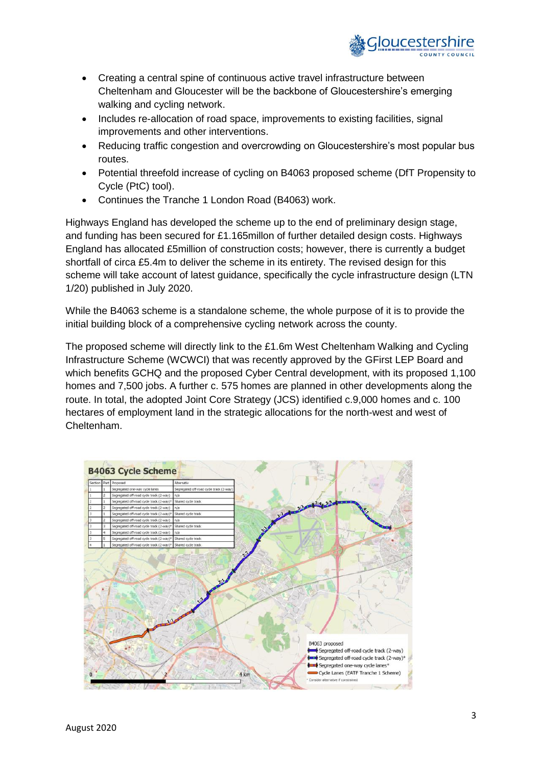- Creating a central spine of continuous active travel infrastructure between Cheltenham and Gloucester will be the backbone of Gloucestershire's emerging walking and cycling network.
- Includes re-allocation of road space, improvements to existing facilities, signal improvements and other interventions.
- Reducing traffic congestion and overcrowding on Gloucestershire's most popular bus routes.
- Potential threefold increase of cycling on B4063 proposed scheme (DfT Propensity to Cycle (PtC) tool).
- Continues the Tranche 1 London Road (B4063) work.

Highways England has developed the scheme up to the end of preliminary design stage, and funding has been secured for £1.165millon of further detailed design costs. Highways England has allocated £5million of construction costs; however, there is currently a budget shortfall of circa £5.4m to deliver the scheme in its entirety. The revised design for this scheme will take account of latest guidance, specifically the cycle infrastructure design (LTN 1/20) published in July 2020.

While the B4063 scheme is a standalone scheme, the whole purpose of it is to provide the initial building block of a comprehensive cycling network across the county.

The proposed scheme will directly link to the £1.6m West Cheltenham Walking and Cycling Infrastructure Scheme (WCWCI) that was recently approved by the GFirst LEP Board and which benefits GCHQ and the proposed Cyber Central development, with its proposed 1,100 homes and 7,500 jobs. A further c. 575 homes are planned in other developments along the route. In total, the adopted Joint Core Strategy (JCS) identified c.9,000 homes and c. 100 hectares of employment land in the strategic allocations for the north-west and west of Cheltenham.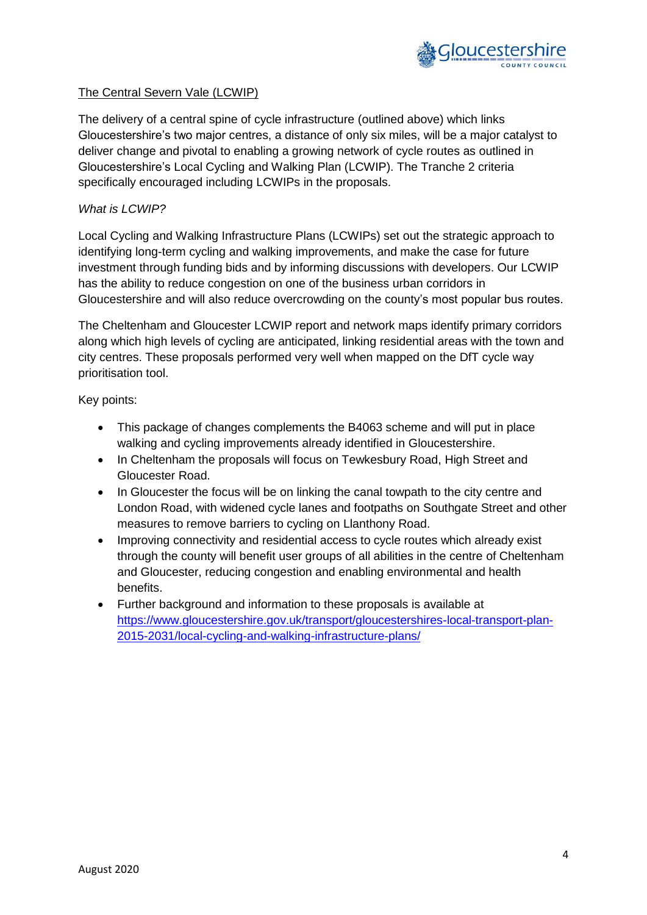## The Central Severn Vale (LCWIP)

The delivery of a central spine of cycle infrastructure (outlined above) which links Gloucestershire's two major centres, a distance of only six miles, will be a major catalyst to deliver change and pivotal to enabling a growing network of cycle routes as outlined in Gloucestershire's Local Cycling and Walking Plan (LCWIP). The Tranche 2 criteria specifically encouraged including LCWIPs in the proposals.

*What is LCWIP?*

Local Cycling and Walking Infrastructure Plans (LCWIPs) set out the strategic approach to identifying long-term cycling and walking improvements, and make the case for future investment through funding bids and by informing discussions with developers. Our LCWIP has the ability to reduce congestion on one of the business urban corridors in Gloucestershire and will also reduce overcrowding on the county's most popular bus routes.

The Cheltenham and Gloucester LCWIP report and network maps identify primary corridors along which high levels of cycling are anticipated, linking residential areas with the town and city centres. These proposals performed very well when mapped on the DfT cycle way prioritisation tool.

Key points:

- This package of changes complements the B4063 scheme and will put in place walking and cycling improvements already identified in Gloucestershire.
- In Cheltenham the proposals will focus on Tewkesbury Road, High Street and Gloucester Road.
- In Gloucester the focus will be on linking the canal towpath to the city centre and London Road, with widened cycle lanes and footpaths on Southgate Street and other measures to remove barriers to cycling on Llanthony Road.
- Improving connectivity and residential access to cycle routes which already exist through the county will benefit user groups of all abilities in the centre of Cheltenham and Gloucester, reducing congestion and enabling environmental and health benefits.
- Further background and information to these proposals is available at https://www.gloucestershire.gov.uk/transport/gloucestershires-local-transport-plan-2015-2031/local-cycling-and-walking-infrastructure-plans/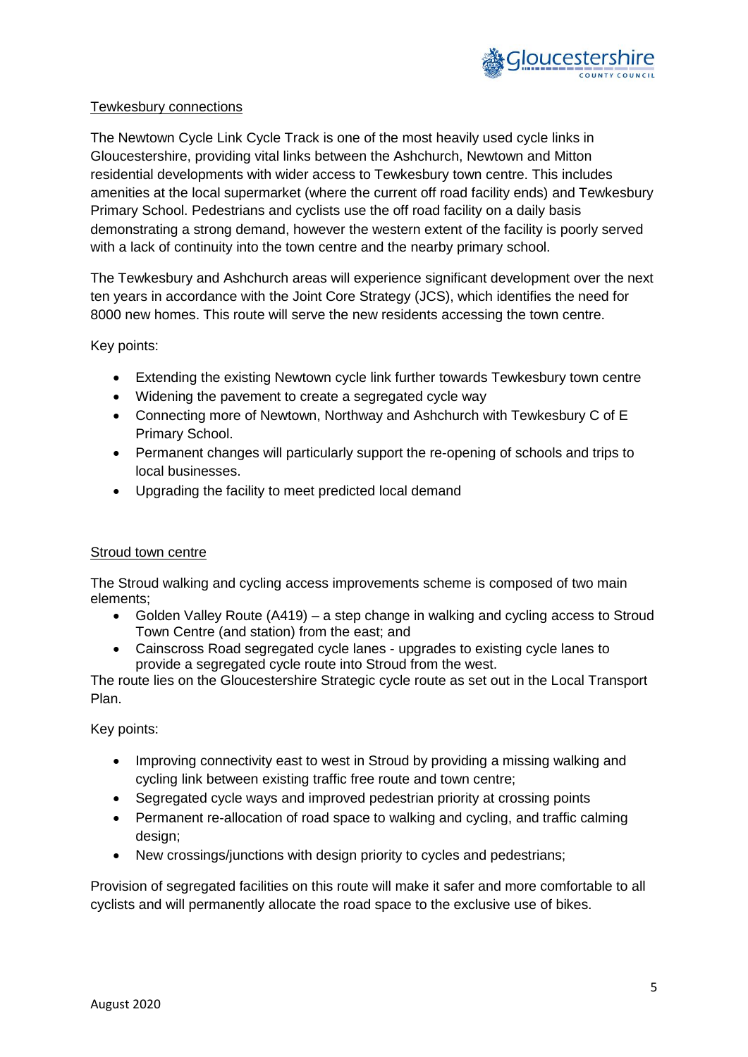## Tewkesbury connections

The Newtown Cycle Link Cycle Track is one of the most heavily used cycle links in Gloucestershire, providing vital links between the Ashchurch, Newtown and Mitton residential developments with wider access to Tewkesbury town centre. This includes amenities at the local supermarket (where the current off road facility ends) and Tewkesbury Primary School. Pedestrians and cyclists use the off road facility on a daily basis demonstrating a strong demand, however the western extent of the facility is poorly served with a lack of continuity into the town centre and the nearby primary school.

The Tewkesbury and Ashchurch areas will experience significant development over the next ten years in accordance with the Joint Core Strategy (JCS), which identifies the need for 8000 new homes. This route will serve the new residents accessing the town centre.

Key points:

- Extending the existing Newtown cycle link further towards Tewkesbury town centre
- Widening the pavement to create a segregated cycle way
- Connecting more of Newtown, Northway and Ashchurch with Tewkesbury C of E Primary School.
- Permanent changes will particularly support the re-opening of schools and trips to local businesses.
- Upgrading the facility to meet predicted local demand

## Stroud town centre

The Stroud walking and cycling access improvements scheme is composed of two main elements;

- Golden Valley Route (A419) – a step change in walking and cycling access to Stroud Town Centre (and station) from the east; and
- Cainscross Road segregated cycle lanes - upgrades to existing cycle lanes to provide a segregated cycle route into Stroud from the west.

The route lies on the Gloucestershire Strategic cycle route as set out in the Local Transport Plan.

Key points:

- Improving connectivity east to west in Stroud by providing a missing walking and cycling link between existing traffic free route and town centre;
- Segregated cycle ways and improved pedestrian priority at crossing points
- Permanent re-allocation of road space to walking and cycling, and traffic calming design;
- New crossings/junctions with design priority to cycles and pedestrians;

Provision of segregated facilities on this route will make it safer and more comfortable to all cyclists and will permanently allocate the road space to the exclusive use of bikes.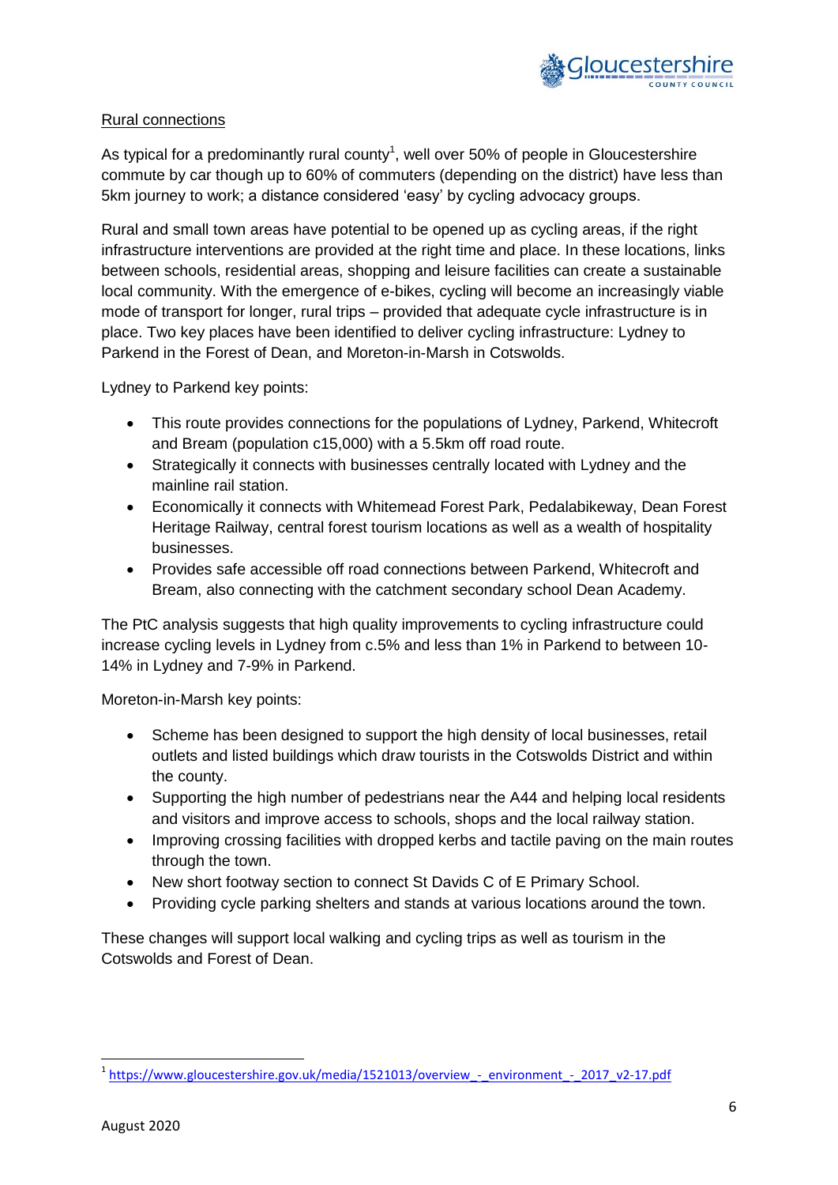Rural connections

As typical for a predominantly rural county[1], well over 50% of people in Gloucestershire commute by car though up to 60% of commuters (depending on the district) have less than 5km journey to work; a distance considered 'easy' by cycling advocacy groups.

Rural and small town areas have potential to be opened up as cycling areas, if the right infrastructure interventions are provided at the right time and place. In these locations, links between schools, residential areas, shopping and leisure facilities can create a sustainable local community. With the emergence of e-bikes, cycling will become an increasingly viable mode of transport for longer, rural trips – provided that adequate cycle infrastructure is in place. Two key places have been identified to deliver cycling infrastructure: Lydney to Parkend in the Forest of Dean, and Moreton-in-Marsh in Cotswolds.

Lydney to Parkend key points:

- This route provides connections for the populations of Lydney, Parkend, Whitecroft and Bream (population c15,000) with a 5.5km off road route.
- Strategically it connects with businesses centrally located with Lydney and the mainline rail station.
- Economically it connects with Whitemead Forest Park, Pedalabikeway, Dean Forest Heritage Railway, central forest tourism locations as well as a wealth of hospitality businesses.
- Provides safe accessible off road connections between Parkend, Whitecroft and Bream, also connecting with the catchment secondary school Dean Academy.

The PtC analysis suggests that high quality improvements to cycling infrastructure could increase cycling levels in Lydney from c.5% and less than 1% in Parkend to between 10-14% in Lydney and 7-9% in Parkend.

Moreton-in-Marsh key points:

- Scheme has been designed to support the high density of local businesses, retail outlets and listed buildings which draw tourists in the Cotswolds District and within the county.
- Supporting the high number of pedestrians near the A44 and helping local residents and visitors and improve access to schools, shops and the local railway station.
- Improving crossing facilities with dropped kerbs and tactile paving on the main routes through the town.
- New short footway section to connect St Davids C of E Primary School.
- Providing cycle parking shelters and stands at various locations around the town.

These changes will support local walking and cycling trips as well as tourism in the Cotswolds and Forest of Dean.

[1] https://www.gloucestershire.gov.uk/media/1521013/overview_-_environment_-_2017_v2-17.pdf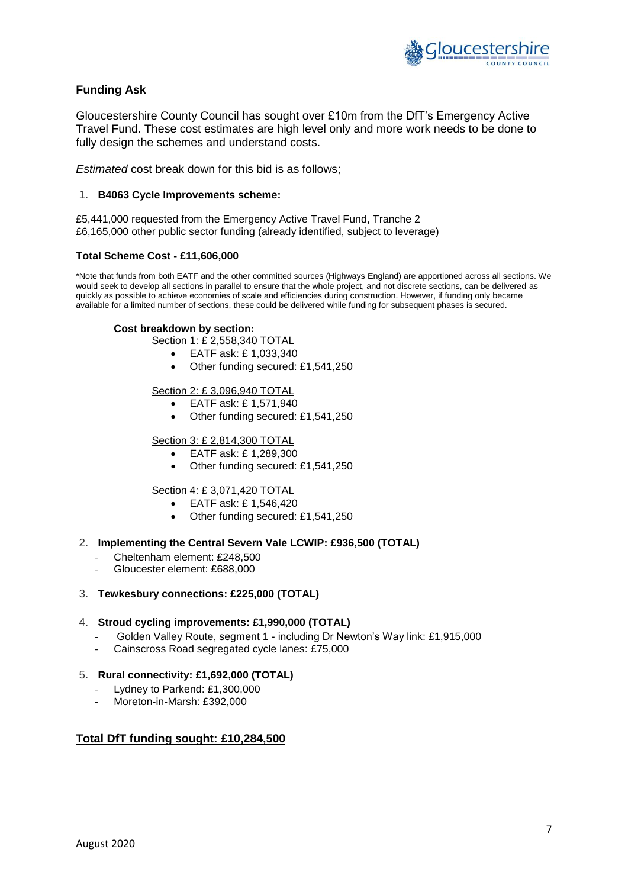## Funding Ask

Gloucestershire County Council has sought over £10m from the DfT's Emergency Active Travel Fund. These cost estimates are high level only and more work needs to be done to fully design the schemes and understand costs.

*Estimated* cost break down for this bid is as follows;

1. **B4063 Cycle Improvements scheme:**

£5,441,000 requested from the Emergency Active Travel Fund, Tranche 2
£6,165,000 other public sector funding (already identified, subject to leverage)

**Total Scheme Cost - £11,606,000**

*Note that funds from both EATF and the other committed sources (Highways England) are apportioned across all sections. We would seek to develop all sections in parallel to ensure that the whole project, and not discrete sections, can be delivered as quickly as possible to achieve economies of scale and efficiencies during construction. However, if funding only became available for a limited number of sections, these could be delivered while funding for subsequent phases is secured.

**Cost breakdown by section:**

Section 1: £ 2,558,340 TOTAL

- EATF ask: £ 1,033,340
- Other funding secured: £1,541,250

Section 2: £ 3,096,940 TOTAL

- EATF ask: £ 1,571,940
- Other funding secured: £1,541,250

Section 3: £ 2,814,300 TOTAL

- EATF ask: £ 1,289,300
- Other funding secured: £1,541,250

Section 4: £ 3,071,420 TOTAL

- EATF ask: £ 1,546,420
- Other funding secured: £1,541,250

2. **Implementing the Central Severn Vale LCWIP: £936,500 (TOTAL)**
   - Cheltenham element: £248,500
   - Gloucester element: £688,000

3. **Tewkesbury connections: £225,000 (TOTAL)**

4. **Stroud cycling improvements: £1,990,000 (TOTAL)**
   - Golden Valley Route, segment 1 - including Dr Newton's Way link: £1,915,000
   - Cainscross Road segregated cycle lanes: £75,000

5. **Rural connectivity: £1,692,000 (TOTAL)**
   - Lydney to Parkend: £1,300,000
   - Moreton-in-Marsh: £392,000

**Total DfT funding sought: £10,284,500**

August 2020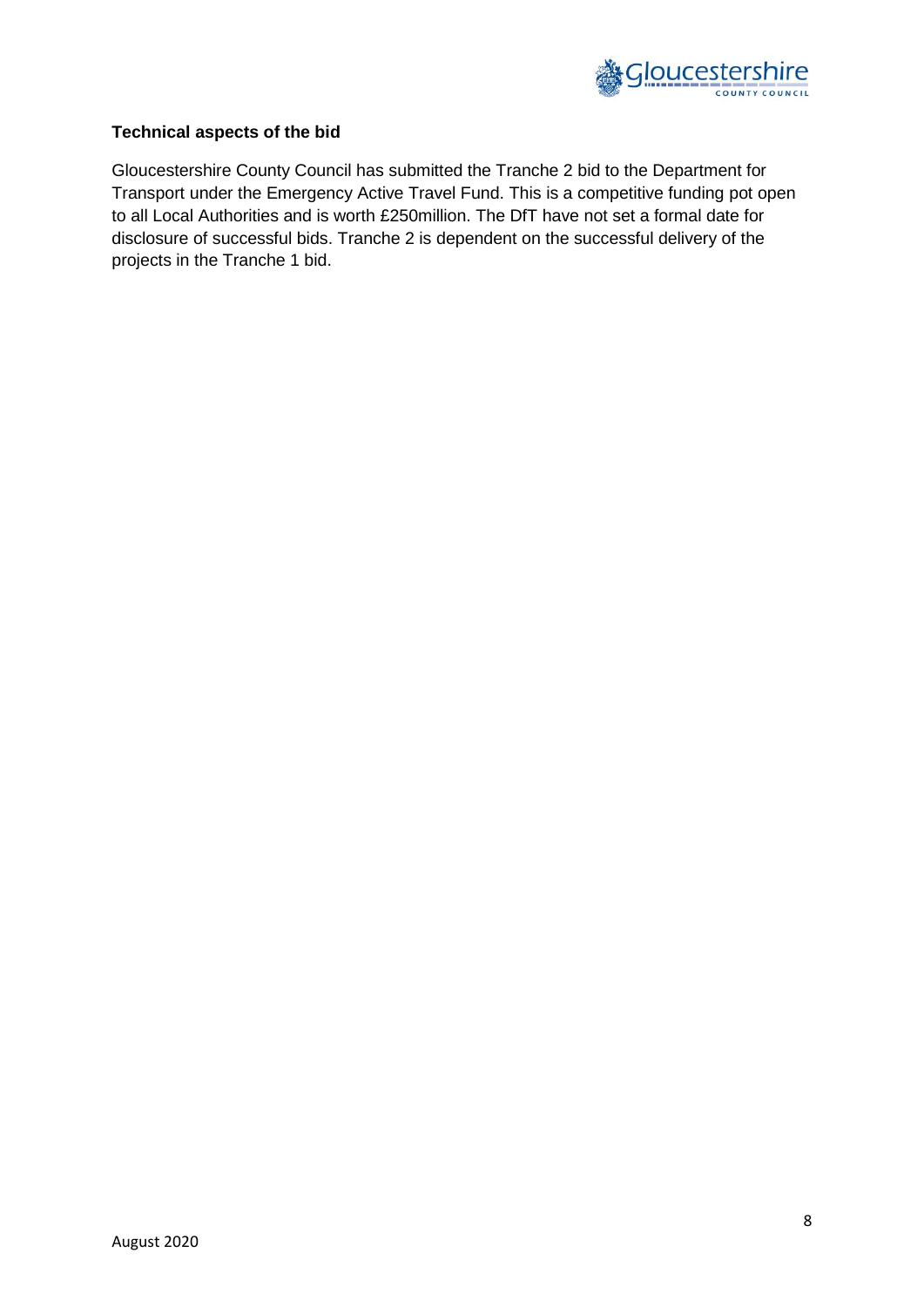**Technical aspects of the bid**

Gloucestershire County Council has submitted the Tranche 2 bid to the Department for Transport under the Emergency Active Travel Fund. This is a competitive funding pot open to all Local Authorities and is worth £250million. The DfT have not set a formal date for disclosure of successful bids. Tranche 2 is dependent on the successful delivery of the projects in the Tranche 1 bid.